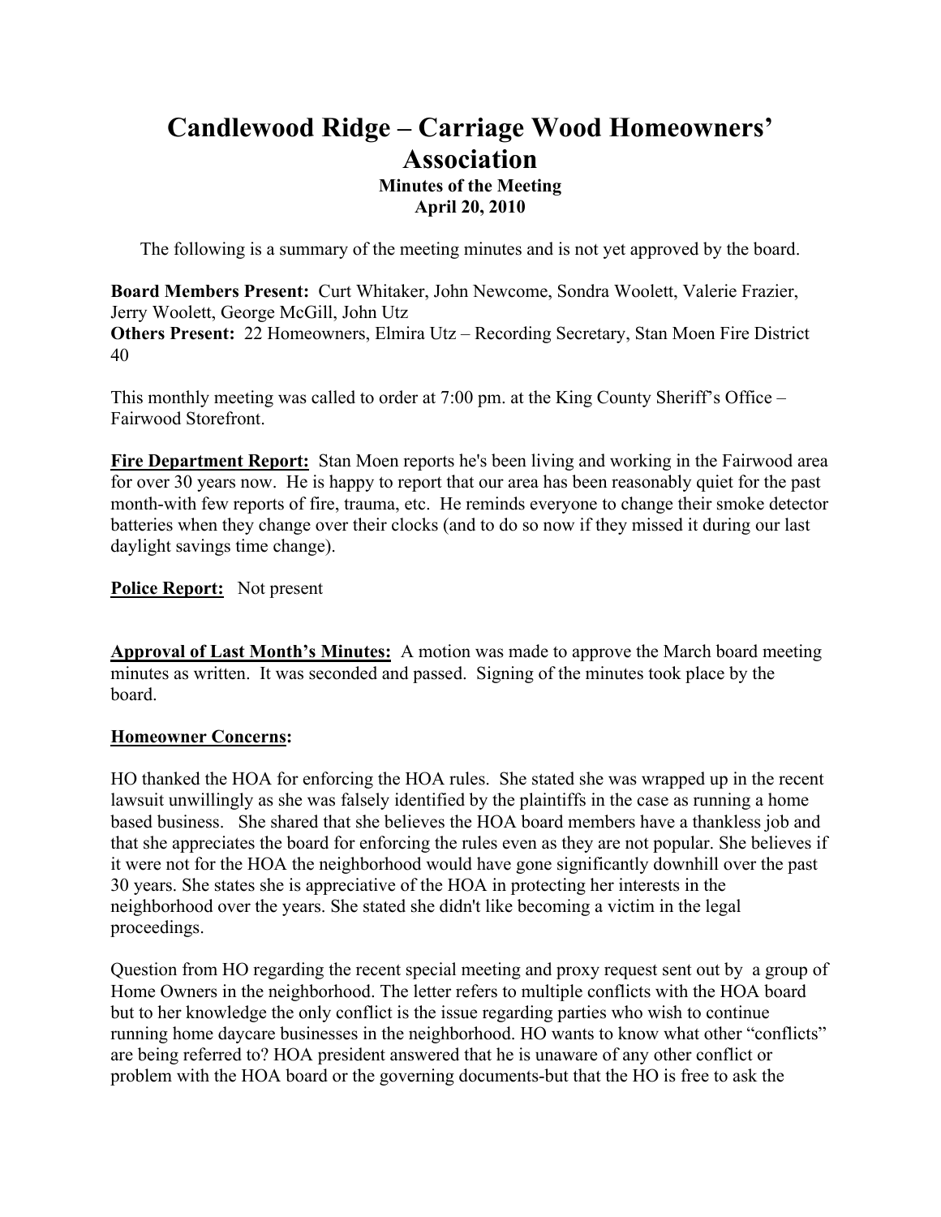# Candlewood Ridge – Carriage Wood Homeowners' Association

**Minutes of the Meeting**
**April 20, 2010**

The following is a summary of the meeting minutes and is not yet approved by the board.

**Board Members Present:** Curt Whitaker, John Newcome, Sondra Woolett, Valerie Frazier, Jerry Woolett, George McGill, John Utz
**Others Present:** 22 Homeowners, Elmira Utz – Recording Secretary, Stan Moen Fire District 40

This monthly meeting was called to order at 7:00 pm. at the King County Sheriff's Office – Fairwood Storefront.

**Fire Department Report:** Stan Moen reports he's been living and working in the Fairwood area for over 30 years now. He is happy to report that our area has been reasonably quiet for the past month-with few reports of fire, trauma, etc. He reminds everyone to change their smoke detector batteries when they change over their clocks (and to do so now if they missed it during our last daylight savings time change).

**Police Report:** Not present

**Approval of Last Month's Minutes:** A motion was made to approve the March board meeting minutes as written. It was seconded and passed. Signing of the minutes took place by the board.

**Homeowner Concerns:**

HO thanked the HOA for enforcing the HOA rules. She stated she was wrapped up in the recent lawsuit unwillingly as she was falsely identified by the plaintiffs in the case as running a home based business. She shared that she believes the HOA board members have a thankless job and that she appreciates the board for enforcing the rules even as they are not popular. She believes if it were not for the HOA the neighborhood would have gone significantly downhill over the past 30 years. She states she is appreciative of the HOA in protecting her interests in the neighborhood over the years. She stated she didn't like becoming a victim in the legal proceedings.

Question from HO regarding the recent special meeting and proxy request sent out by a group of Home Owners in the neighborhood. The letter refers to multiple conflicts with the HOA board but to her knowledge the only conflict is the issue regarding parties who wish to continue running home daycare businesses in the neighborhood. HO wants to know what other "conflicts" are being referred to? HOA president answered that he is unaware of any other conflict or problem with the HOA board or the governing documents-but that the HO is free to ask the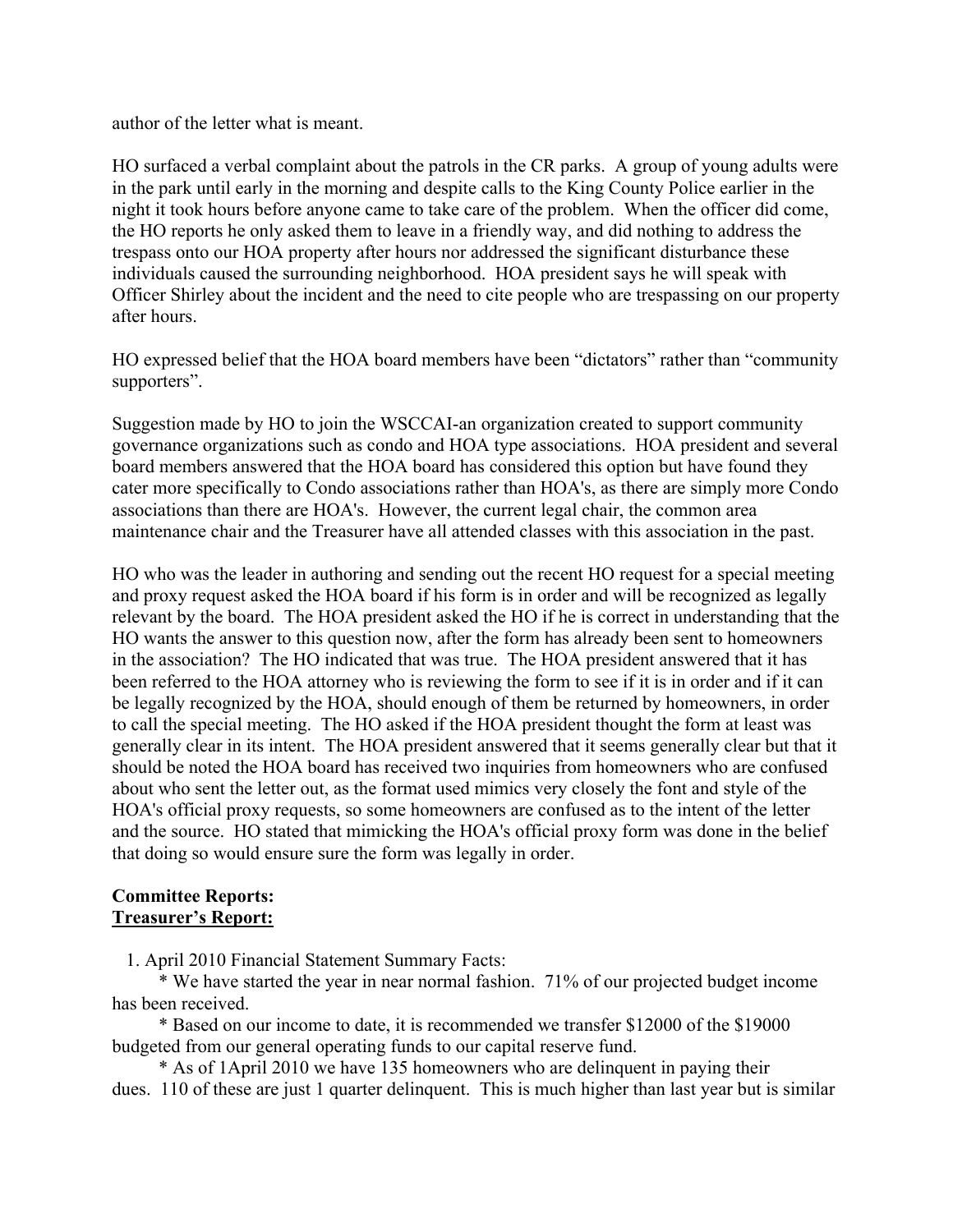author of the letter what is meant.

HO surfaced a verbal complaint about the patrols in the CR parks. A group of young adults were in the park until early in the morning and despite calls to the King County Police earlier in the night it took hours before anyone came to take care of the problem. When the officer did come, the HO reports he only asked them to leave in a friendly way, and did nothing to address the trespass onto our HOA property after hours nor addressed the significant disturbance these individuals caused the surrounding neighborhood. HOA president says he will speak with Officer Shirley about the incident and the need to cite people who are trespassing on our property after hours.

HO expressed belief that the HOA board members have been "dictators" rather than "community supporters".

Suggestion made by HO to join the WSCCAI-an organization created to support community governance organizations such as condo and HOA type associations. HOA president and several board members answered that the HOA board has considered this option but have found they cater more specifically to Condo associations rather than HOA's, as there are simply more Condo associations than there are HOA's. However, the current legal chair, the common area maintenance chair and the Treasurer have all attended classes with this association in the past.

HO who was the leader in authoring and sending out the recent HO request for a special meeting and proxy request asked the HOA board if his form is in order and will be recognized as legally relevant by the board. The HOA president asked the HO if he is correct in understanding that the HO wants the answer to this question now, after the form has already been sent to homeowners in the association? The HO indicated that was true. The HOA president answered that it has been referred to the HOA attorney who is reviewing the form to see if it is in order and if it can be legally recognized by the HOA, should enough of them be returned by homeowners, in order to call the special meeting. The HO asked if the HOA president thought the form at least was generally clear in its intent. The HOA president answered that it seems generally clear but that it should be noted the HOA board has received two inquiries from homeowners who are confused about who sent the letter out, as the format used mimics very closely the font and style of the HOA's official proxy requests, so some homeowners are confused as to the intent of the letter and the source. HO stated that mimicking the HOA's official proxy form was done in the belief that doing so would ensure sure the form was legally in order.

**Committee Reports:**
**Treasurer's Report:**

1. April 2010 Financial Statement Summary Facts:
   * We have started the year in near normal fashion. 71% of our projected budget income has been received.
   * Based on our income to date, it is recommended we transfer $12000 of the $19000 budgeted from our general operating funds to our capital reserve fund.
   * As of 1April 2010 we have 135 homeowners who are delinquent in paying their dues. 110 of these are just 1 quarter delinquent. This is much higher than last year but is similar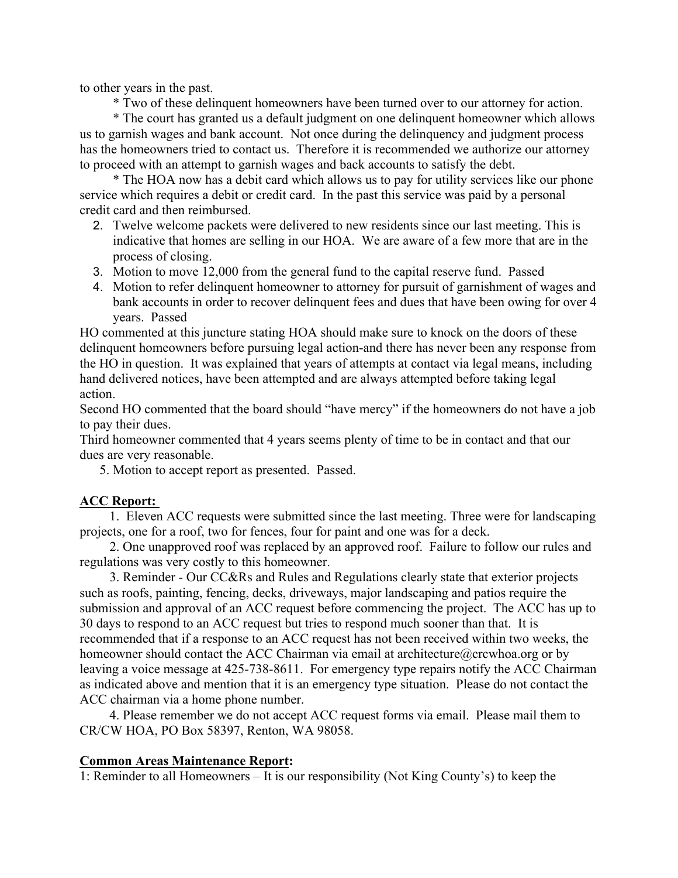to other years in the past.

* Two of these delinquent homeowners have been turned over to our attorney for action.

* The court has granted us a default judgment on one delinquent homeowner which allows us to garnish wages and bank account. Not once during the delinquency and judgment process has the homeowners tried to contact us. Therefore it is recommended we authorize our attorney to proceed with an attempt to garnish wages and back accounts to satisfy the debt.

* The HOA now has a debit card which allows us to pay for utility services like our phone service which requires a debit or credit card. In the past this service was paid by a personal credit card and then reimbursed.

2. Twelve welcome packets were delivered to new residents since our last meeting. This is indicative that homes are selling in our HOA. We are aware of a few more that are in the process of closing.
3. Motion to move 12,000 from the general fund to the capital reserve fund. Passed
4. Motion to refer delinquent homeowner to attorney for pursuit of garnishment of wages and bank accounts in order to recover delinquent fees and dues that have been owing for over 4 years. Passed

HO commented at this juncture stating HOA should make sure to knock on the doors of these delinquent homeowners before pursuing legal action-and there has never been any response from the HO in question. It was explained that years of attempts at contact via legal means, including hand delivered notices, have been attempted and are always attempted before taking legal action.

Second HO commented that the board should "have mercy" if the homeowners do not have a job to pay their dues.

Third homeowner commented that 4 years seems plenty of time to be in contact and that our dues are very reasonable.

5. Motion to accept report as presented. Passed.

**ACC Report:**

1. Eleven ACC requests were submitted since the last meeting. Three were for landscaping projects, one for a roof, two for fences, four for paint and one was for a deck.

2. One unapproved roof was replaced by an approved roof. Failure to follow our rules and regulations was very costly to this homeowner.

3. Reminder - Our CC&Rs and Rules and Regulations clearly state that exterior projects such as roofs, painting, fencing, decks, driveways, major landscaping and patios require the submission and approval of an ACC request before commencing the project. The ACC has up to 30 days to respond to an ACC request but tries to respond much sooner than that. It is recommended that if a response to an ACC request has not been received within two weeks, the homeowner should contact the ACC Chairman via email at architecture@crcwhoa.org or by leaving a voice message at 425-738-8611. For emergency type repairs notify the ACC Chairman as indicated above and mention that it is an emergency type situation. Please do not contact the ACC chairman via a home phone number.

4. Please remember we do not accept ACC request forms via email. Please mail them to CR/CW HOA, PO Box 58397, Renton, WA 98058.

**Common Areas Maintenance Report:**

1: Reminder to all Homeowners – It is our responsibility (Not King County's) to keep the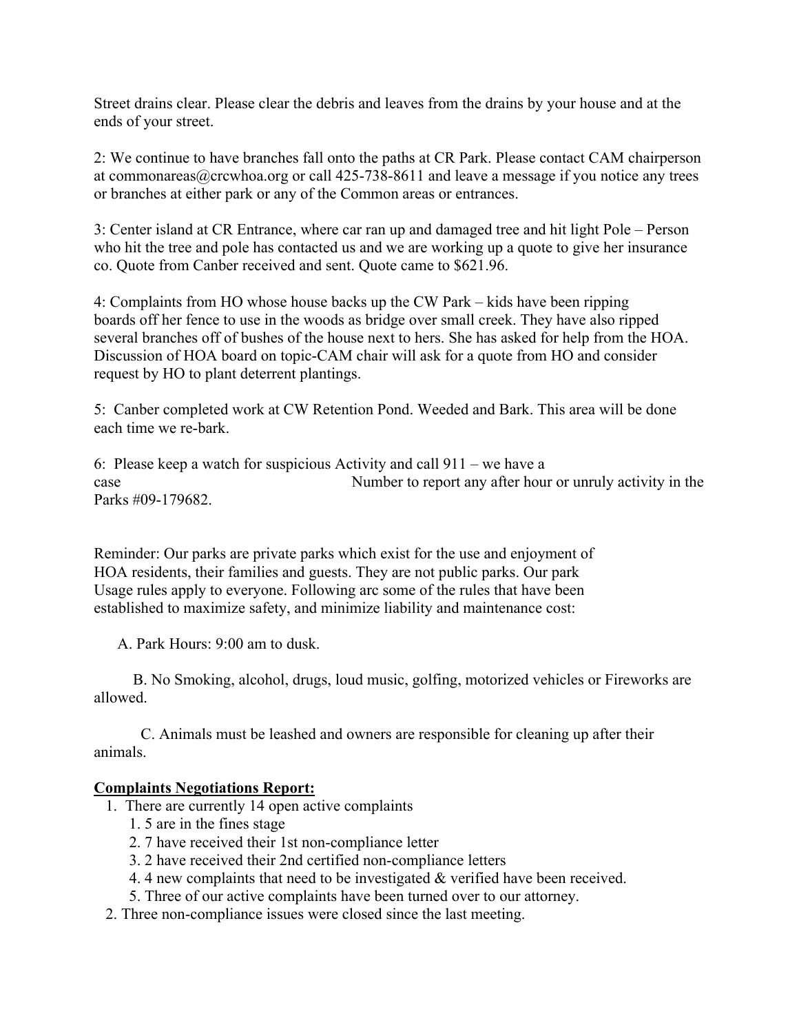Street drains clear. Please clear the debris and leaves from the drains by your house and at the ends of your street.

2: We continue to have branches fall onto the paths at CR Park. Please contact CAM chairperson at commonareas@crcwhoa.org or call 425-738-8611 and leave a message if you notice any trees or branches at either park or any of the Common areas or entrances.

3: Center island at CR Entrance, where car ran up and damaged tree and hit light Pole – Person who hit the tree and pole has contacted us and we are working up a quote to give her insurance co. Quote from Canber received and sent. Quote came to $621.96.

4: Complaints from HO whose house backs up the CW Park – kids have been ripping boards off her fence to use in the woods as bridge over small creek. They have also ripped several branches off of bushes of the house next to hers. She has asked for help from the HOA. Discussion of HOA board on topic-CAM chair will ask for a quote from HO and consider request by HO to plant deterrent plantings.

5: Canber completed work at CW Retention Pond. Weeded and Bark. This area will be done each time we re-bark.

6: Please keep a watch for suspicious Activity and call 911 – we have a case Number to report any after hour or unruly activity in the Parks #09-179682.

Reminder: Our parks are private parks which exist for the use and enjoyment of HOA residents, their families and guests. They are not public parks. Our park Usage rules apply to everyone. Following arc some of the rules that have been established to maximize safety, and minimize liability and maintenance cost:

A. Park Hours: 9:00 am to dusk.

B. No Smoking, alcohol, drugs, loud music, golfing, motorized vehicles or Fireworks are allowed.

C. Animals must be leashed and owners are responsible for cleaning up after their animals.

**Complaints Negotiations Report:**

1. There are currently 14 open active complaints
    1. 5 are in the fines stage
    2. 7 have received their 1st non-compliance letter
    3. 2 have received their 2nd certified non-compliance letters
    4. 4 new complaints that need to be investigated & verified have been received.
    5. Three of our active complaints have been turned over to our attorney.
2. Three non-compliance issues were closed since the last meeting.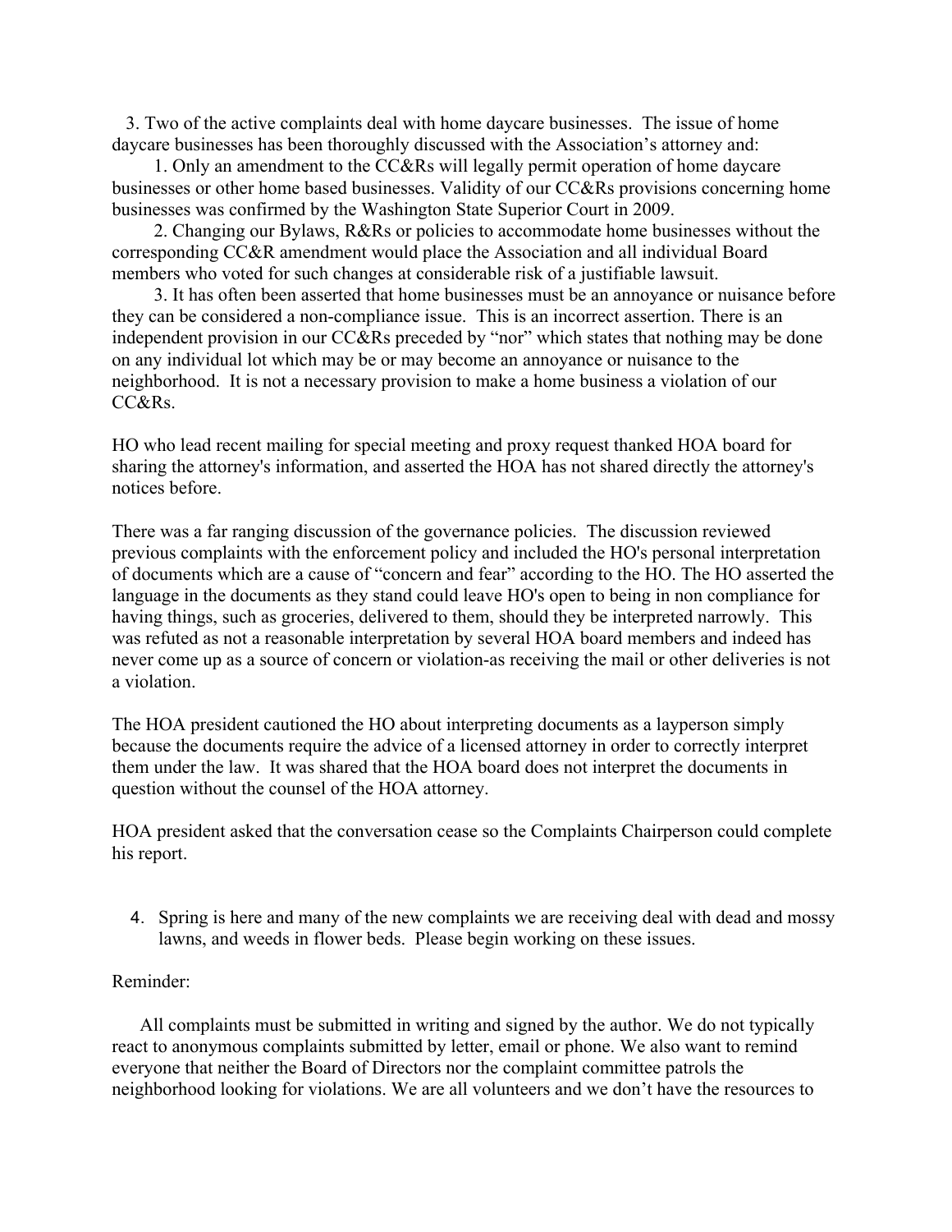3. Two of the active complaints deal with home daycare businesses. The issue of home daycare businesses has been thoroughly discussed with the Association's attorney and:

    1. Only an amendment to the CC&Rs will legally permit operation of home daycare businesses or other home based businesses. Validity of our CC&Rs provisions concerning home businesses was confirmed by the Washington State Superior Court in 2009.
    2. Changing our Bylaws, R&Rs or policies to accommodate home businesses without the corresponding CC&R amendment would place the Association and all individual Board members who voted for such changes at considerable risk of a justifiable lawsuit.
    3. It has often been asserted that home businesses must be an annoyance or nuisance before they can be considered a non-compliance issue. This is an incorrect assertion. There is an independent provision in our CC&Rs preceded by "nor" which states that nothing may be done on any individual lot which may be or may become an annoyance or nuisance to the neighborhood. It is not a necessary provision to make a home business a violation of our CC&Rs.

HO who lead recent mailing for special meeting and proxy request thanked HOA board for sharing the attorney's information, and asserted the HOA has not shared directly the attorney's notices before.

There was a far ranging discussion of the governance policies. The discussion reviewed previous complaints with the enforcement policy and included the HO's personal interpretation of documents which are a cause of "concern and fear" according to the HO. The HO asserted the language in the documents as they stand could leave HO's open to being in non compliance for having things, such as groceries, delivered to them, should they be interpreted narrowly. This was refuted as not a reasonable interpretation by several HOA board members and indeed has never come up as a source of concern or violation-as receiving the mail or other deliveries is not a violation.

The HOA president cautioned the HO about interpreting documents as a layperson simply because the documents require the advice of a licensed attorney in order to correctly interpret them under the law. It was shared that the HOA board does not interpret the documents in question without the counsel of the HOA attorney.

HOA president asked that the conversation cease so the Complaints Chairperson could complete his report.

4. Spring is here and many of the new complaints we are receiving deal with dead and mossy lawns, and weeds in flower beds. Please begin working on these issues.

Reminder:

All complaints must be submitted in writing and signed by the author. We do not typically react to anonymous complaints submitted by letter, email or phone. We also want to remind everyone that neither the Board of Directors nor the complaint committee patrols the neighborhood looking for violations. We are all volunteers and we don't have the resources to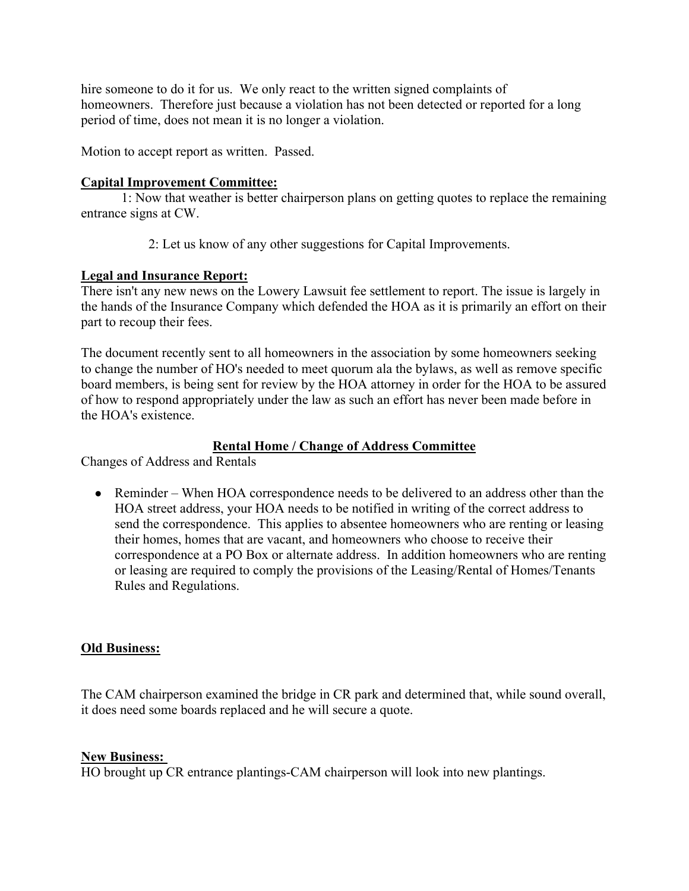hire someone to do it for us. We only react to the written signed complaints of homeowners. Therefore just because a violation has not been detected or reported for a long period of time, does not mean it is no longer a violation.

Motion to accept report as written. Passed.

**Capital Improvement Committee:**

1: Now that weather is better chairperson plans on getting quotes to replace the remaining entrance signs at CW.

2: Let us know of any other suggestions for Capital Improvements.

**Legal and Insurance Report:**

There isn't any new news on the Lowery Lawsuit fee settlement to report. The issue is largely in the hands of the Insurance Company which defended the HOA as it is primarily an effort on their part to recoup their fees.

The document recently sent to all homeowners in the association by some homeowners seeking to change the number of HO's needed to meet quorum ala the bylaws, as well as remove specific board members, is being sent for review by the HOA attorney in order for the HOA to be assured of how to respond appropriately under the law as such an effort has never been made before in the HOA's existence.

**Rental Home / Change of Address Committee**

Changes of Address and Rentals

- Reminder – When HOA correspondence needs to be delivered to an address other than the HOA street address, your HOA needs to be notified in writing of the correct address to send the correspondence. This applies to absentee homeowners who are renting or leasing their homes, homes that are vacant, and homeowners who choose to receive their correspondence at a PO Box or alternate address. In addition homeowners who are renting or leasing are required to comply the provisions of the Leasing/Rental of Homes/Tenants Rules and Regulations.

**Old Business:**

The CAM chairperson examined the bridge in CR park and determined that, while sound overall, it does need some boards replaced and he will secure a quote.

**New Business:**

HO brought up CR entrance plantings-CAM chairperson will look into new plantings.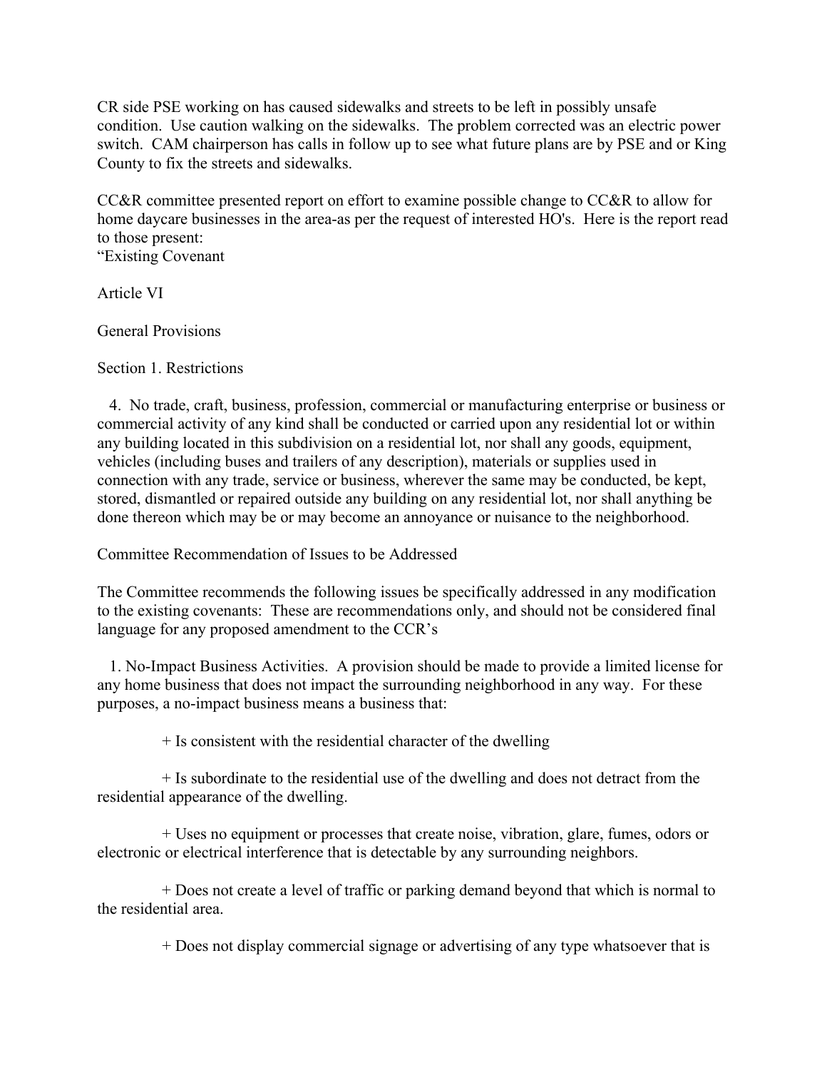CR side PSE working on has caused sidewalks and streets to be left in possibly unsafe condition. Use caution walking on the sidewalks. The problem corrected was an electric power switch. CAM chairperson has calls in follow up to see what future plans are by PSE and or King County to fix the streets and sidewalks.

CC&R committee presented report on effort to examine possible change to CC&R to allow for home daycare businesses in the area-as per the request of interested HO's. Here is the report read to those present:

"Existing Covenant

Article VI

General Provisions

Section 1. Restrictions

4. No trade, craft, business, profession, commercial or manufacturing enterprise or business or commercial activity of any kind shall be conducted or carried upon any residential lot or within any building located in this subdivision on a residential lot, nor shall any goods, equipment, vehicles (including buses and trailers of any description), materials or supplies used in connection with any trade, service or business, wherever the same may be conducted, be kept, stored, dismantled or repaired outside any building on any residential lot, nor shall anything be done thereon which may be or may become an annoyance or nuisance to the neighborhood.

Committee Recommendation of Issues to be Addressed

The Committee recommends the following issues be specifically addressed in any modification to the existing covenants: These are recommendations only, and should not be considered final language for any proposed amendment to the CCR's

1. No-Impact Business Activities. A provision should be made to provide a limited license for any home business that does not impact the surrounding neighborhood in any way. For these purposes, a no-impact business means a business that:

+ Is consistent with the residential character of the dwelling

+ Is subordinate to the residential use of the dwelling and does not detract from the residential appearance of the dwelling.

+ Uses no equipment or processes that create noise, vibration, glare, fumes, odors or electronic or electrical interference that is detectable by any surrounding neighbors.

+ Does not create a level of traffic or parking demand beyond that which is normal to the residential area.

+ Does not display commercial signage or advertising of any type whatsoever that is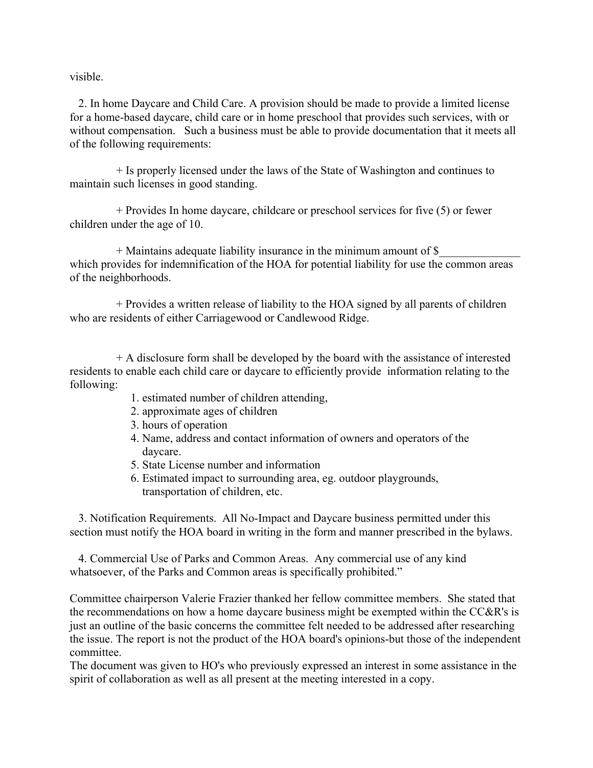visible.

2. In home Daycare and Child Care. A provision should be made to provide a limited license for a home-based daycare, child care or in home preschool that provides such services, with or without compensation. Such a business must be able to provide documentation that it meets all of the following requirements:

+ Is properly licensed under the laws of the State of Washington and continues to maintain such licenses in good standing.

+ Provides In home daycare, childcare or preschool services for five (5) or fewer children under the age of 10.

+ Maintains adequate liability insurance in the minimum amount of $______________ which provides for indemnification of the HOA for potential liability for use the common areas of the neighborhoods.

+ Provides a written release of liability to the HOA signed by all parents of children who are residents of either Carriagewood or Candlewood Ridge.

+ A disclosure form shall be developed by the board with the assistance of interested residents to enable each child care or daycare to efficiently provide information relating to the following:

1. estimated number of children attending,
2. approximate ages of children
3. hours of operation
4. Name, address and contact information of owners and operators of the daycare.
5. State License number and information
6. Estimated impact to surrounding area, eg. outdoor playgrounds, transportation of children, etc.

3. Notification Requirements. All No-Impact and Daycare business permitted under this section must notify the HOA board in writing in the form and manner prescribed in the bylaws.

4. Commercial Use of Parks and Common Areas. Any commercial use of any kind whatsoever, of the Parks and Common areas is specifically prohibited."

Committee chairperson Valerie Frazier thanked her fellow committee members. She stated that the recommendations on how a home daycare business might be exempted within the CC&R's is just an outline of the basic concerns the committee felt needed to be addressed after researching the issue. The report is not the product of the HOA board's opinions-but those of the independent committee.
The document was given to HO's who previously expressed an interest in some assistance in the spirit of collaboration as well as all present at the meeting interested in a copy.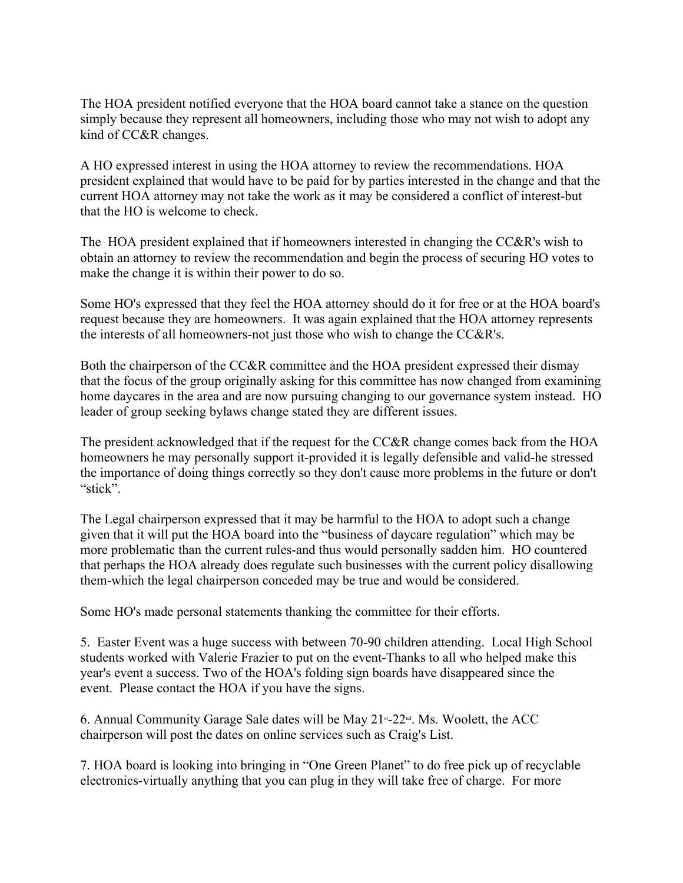The HOA president notified everyone that the HOA board cannot take a stance on the question simply because they represent all homeowners, including those who may not wish to adopt any kind of CC&R changes.

A HO expressed interest in using the HOA attorney to review the recommendations. HOA president explained that would have to be paid for by parties interested in the change and that the current HOA attorney may not take the work as it may be considered a conflict of interest-but that the HO is welcome to check.

The HOA president explained that if homeowners interested in changing the CC&R's wish to obtain an attorney to review the recommendation and begin the process of securing HO votes to make the change it is within their power to do so.

Some HO's expressed that they feel the HOA attorney should do it for free or at the HOA board's request because they are homeowners. It was again explained that the HOA attorney represents the interests of all homeowners-not just those who wish to change the CC&R's.

Both the chairperson of the CC&R committee and the HOA president expressed their dismay that the focus of the group originally asking for this committee has now changed from examining home daycares in the area and are now pursuing changing to our governance system instead. HO leader of group seeking bylaws change stated they are different issues.

The president acknowledged that if the request for the CC&R change comes back from the HOA homeowners he may personally support it-provided it is legally defensible and valid-he stressed the importance of doing things correctly so they don't cause more problems in the future or don't "stick".

The Legal chairperson expressed that it may be harmful to the HOA to adopt such a change given that it will put the HOA board into the "business of daycare regulation" which may be more problematic than the current rules-and thus would personally sadden him. HO countered that perhaps the HOA already does regulate such businesses with the current policy disallowing them-which the legal chairperson conceded may be true and would be considered.

Some HO's made personal statements thanking the committee for their efforts.

5. Easter Event was a huge success with between 70-90 children attending. Local High School students worked with Valerie Frazier to put on the event-Thanks to all who helped make this year's event a success. Two of the HOA's folding sign boards have disappeared since the event. Please contact the HOA if you have the signs.

6. Annual Community Garage Sale dates will be May 21st-22nd. Ms. Woolett, the ACC chairperson will post the dates on online services such as Craig's List.

7. HOA board is looking into bringing in "One Green Planet" to do free pick up of recyclable electronics-virtually anything that you can plug in they will take free of charge. For more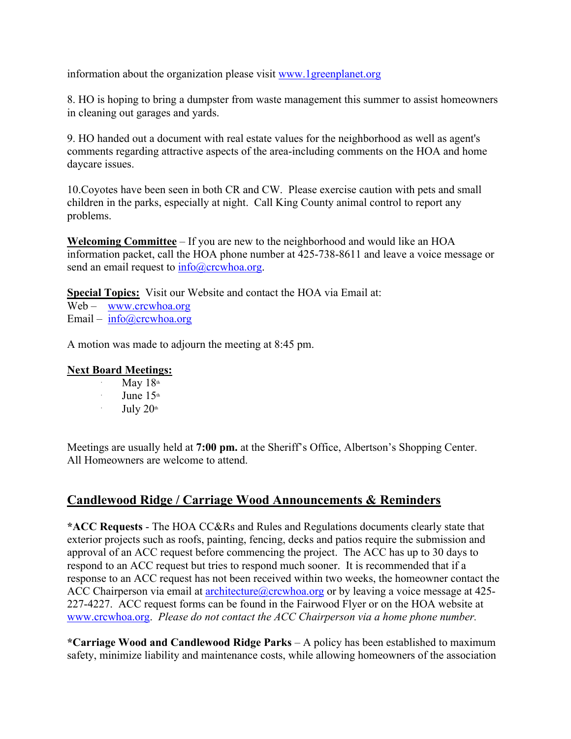information about the organization please visit www.1greenplanet.org

8. HO is hoping to bring a dumpster from waste management this summer to assist homeowners in cleaning out garages and yards.

9. HO handed out a document with real estate values for the neighborhood as well as agent's comments regarding attractive aspects of the area-including comments on the HOA and home daycare issues.

10.Coyotes have been seen in both CR and CW. Please exercise caution with pets and small children in the parks, especially at night. Call King County animal control to report any problems.

**Welcoming Committee** – If you are new to the neighborhood and would like an HOA information packet, call the HOA phone number at 425-738-8611 and leave a voice message or send an email request to info@crcwhoa.org.

**Special Topics:** Visit our Website and contact the HOA via Email at:
Web – www.crcwhoa.org
Email – info@crcwhoa.org

A motion was made to adjourn the meeting at 8:45 pm.

**Next Board Meetings:**

- May 18th
- June 15th
- July 20th

Meetings are usually held at **7:00 pm.** at the Sheriff's Office, Albertson's Shopping Center. All Homeowners are welcome to attend.

## Candlewood Ridge / Carriage Wood Announcements & Reminders

***ACC Requests** - The HOA CC&Rs and Rules and Regulations documents clearly state that exterior projects such as roofs, painting, fencing, decks and patios require the submission and approval of an ACC request before commencing the project. The ACC has up to 30 days to respond to an ACC request but tries to respond much sooner. It is recommended that if a response to an ACC request has not been received within two weeks, the homeowner contact the ACC Chairperson via email at architecture@crcwhoa.org or by leaving a voice message at 425-227-4227. ACC request forms can be found in the Fairwood Flyer or on the HOA website at www.crcwhoa.org. *Please do not contact the ACC Chairperson via a home phone number.*

***Carriage Wood and Candlewood Ridge Parks** – A policy has been established to maximum safety, minimize liability and maintenance costs, while allowing homeowners of the association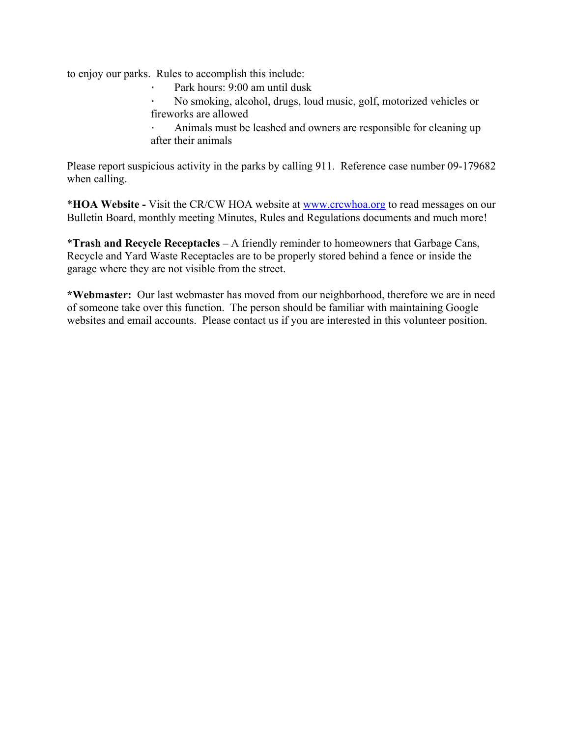to enjoy our parks. Rules to accomplish this include:

- Park hours: 9:00 am until dusk
- No smoking, alcohol, drugs, loud music, golf, motorized vehicles or fireworks are allowed
- Animals must be leashed and owners are responsible for cleaning up after their animals

Please report suspicious activity in the parks by calling 911. Reference case number 09-179682 when calling.

*__HOA Website -__ Visit the CR/CW HOA website at [www.crcwhoa.org](http://www.crcwhoa.org) to read messages on our Bulletin Board, monthly meeting Minutes, Rules and Regulations documents and much more!

*__Trash and Recycle Receptacles –__ A friendly reminder to homeowners that Garbage Cans, Recycle and Yard Waste Receptacles are to be properly stored behind a fence or inside the garage where they are not visible from the street.

**\*Webmaster:** Our last webmaster has moved from our neighborhood, therefore we are in need of someone take over this function. The person should be familiar with maintaining Google websites and email accounts. Please contact us if you are interested in this volunteer position.